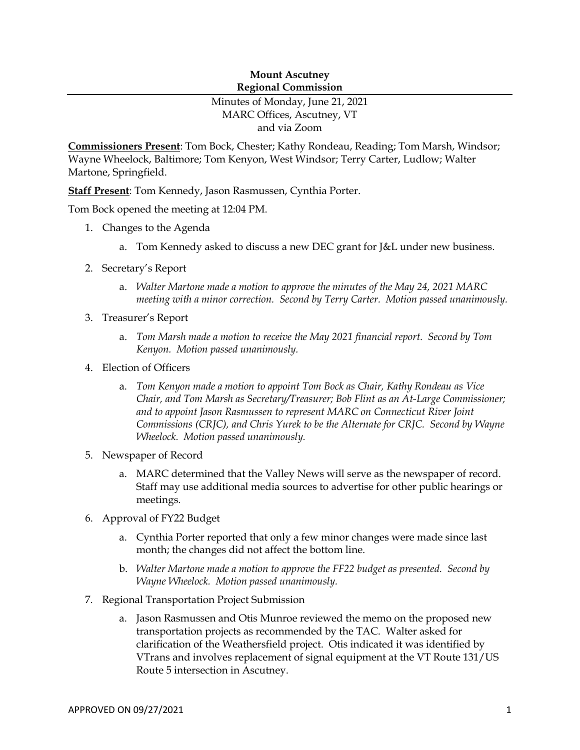**Mount Ascutney**
**Regional Commission**

Minutes of Monday, June 21, 2021
MARC Offices, Ascutney, VT
and via Zoom

**Commissioners Present**: Tom Bock, Chester; Kathy Rondeau, Reading; Tom Marsh, Windsor; Wayne Wheelock, Baltimore; Tom Kenyon, West Windsor; Terry Carter, Ludlow; Walter Martone, Springfield.

**Staff Present**: Tom Kennedy, Jason Rasmussen, Cynthia Porter.

Tom Bock opened the meeting at 12:04 PM.

1. Changes to the Agenda
   a. Tom Kennedy asked to discuss a new DEC grant for J&L under new business.
2. Secretary's Report
   a. *Walter Martone made a motion to approve the minutes of the May 24, 2021 MARC meeting with a minor correction. Second by Terry Carter. Motion passed unanimously.*
3. Treasurer's Report
   a. *Tom Marsh made a motion to receive the May 2021 financial report. Second by Tom Kenyon. Motion passed unanimously.*
4. Election of Officers
   a. *Tom Kenyon made a motion to appoint Tom Bock as Chair, Kathy Rondeau as Vice Chair, and Tom Marsh as Secretary/Treasurer; Bob Flint as an At-Large Commissioner; and to appoint Jason Rasmussen to represent MARC on Connecticut River Joint Commissions (CRJC), and Chris Yurek to be the Alternate for CRJC. Second by Wayne Wheelock. Motion passed unanimously.*
5. Newspaper of Record
   a. MARC determined that the Valley News will serve as the newspaper of record. Staff may use additional media sources to advertise for other public hearings or meetings.
6. Approval of FY22 Budget
   a. Cynthia Porter reported that only a few minor changes were made since last month; the changes did not affect the bottom line.
   b. *Walter Martone made a motion to approve the FF22 budget as presented. Second by Wayne Wheelock. Motion passed unanimously.*
7. Regional Transportation Project Submission
   a. Jason Rasmussen and Otis Munroe reviewed the memo on the proposed new transportation projects as recommended by the TAC. Walter asked for clarification of the Weathersfield project. Otis indicated it was identified by VTrans and involves replacement of signal equipment at the VT Route 131/US Route 5 intersection in Ascutney.

APPROVED ON 09/27/2021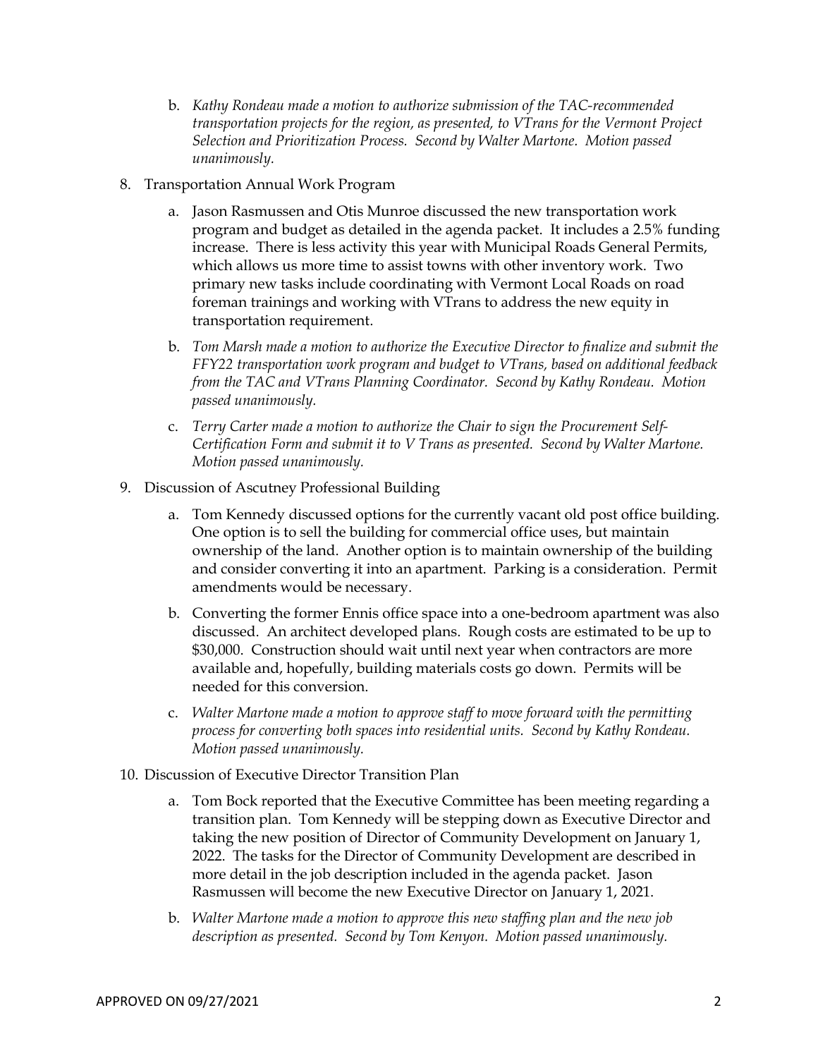b. *Kathy Rondeau made a motion to authorize submission of the TAC-recommended transportation projects for the region, as presented, to VTrans for the Vermont Project Selection and Prioritization Process. Second by Walter Martone. Motion passed unanimously.*

8. Transportation Annual Work Program

   a. Jason Rasmussen and Otis Munroe discussed the new transportation work program and budget as detailed in the agenda packet. It includes a 2.5% funding increase. There is less activity this year with Municipal Roads General Permits, which allows us more time to assist towns with other inventory work. Two primary new tasks include coordinating with Vermont Local Roads on road foreman trainings and working with VTrans to address the new equity in transportation requirement.

   b. *Tom Marsh made a motion to authorize the Executive Director to finalize and submit the FFY22 transportation work program and budget to VTrans, based on additional feedback from the TAC and VTrans Planning Coordinator. Second by Kathy Rondeau. Motion passed unanimously.*

   c. *Terry Carter made a motion to authorize the Chair to sign the Procurement Self-Certification Form and submit it to V Trans as presented. Second by Walter Martone. Motion passed unanimously.*

9. Discussion of Ascutney Professional Building

   a. Tom Kennedy discussed options for the currently vacant old post office building. One option is to sell the building for commercial office uses, but maintain ownership of the land. Another option is to maintain ownership of the building and consider converting it into an apartment. Parking is a consideration. Permit amendments would be necessary.

   b. Converting the former Ennis office space into a one-bedroom apartment was also discussed. An architect developed plans. Rough costs are estimated to be up to \$30,000. Construction should wait until next year when contractors are more available and, hopefully, building materials costs go down. Permits will be needed for this conversion.

   c. *Walter Martone made a motion to approve staff to move forward with the permitting process for converting both spaces into residential units. Second by Kathy Rondeau. Motion passed unanimously.*

10. Discussion of Executive Director Transition Plan

    a. Tom Bock reported that the Executive Committee has been meeting regarding a transition plan. Tom Kennedy will be stepping down as Executive Director and taking the new position of Director of Community Development on January 1, 2022. The tasks for the Director of Community Development are described in more detail in the job description included in the agenda packet. Jason Rasmussen will become the new Executive Director on January 1, 2021.

    b. *Walter Martone made a motion to approve this new staffing plan and the new job description as presented. Second by Tom Kenyon. Motion passed unanimously.*

APPROVED ON 09/27/2021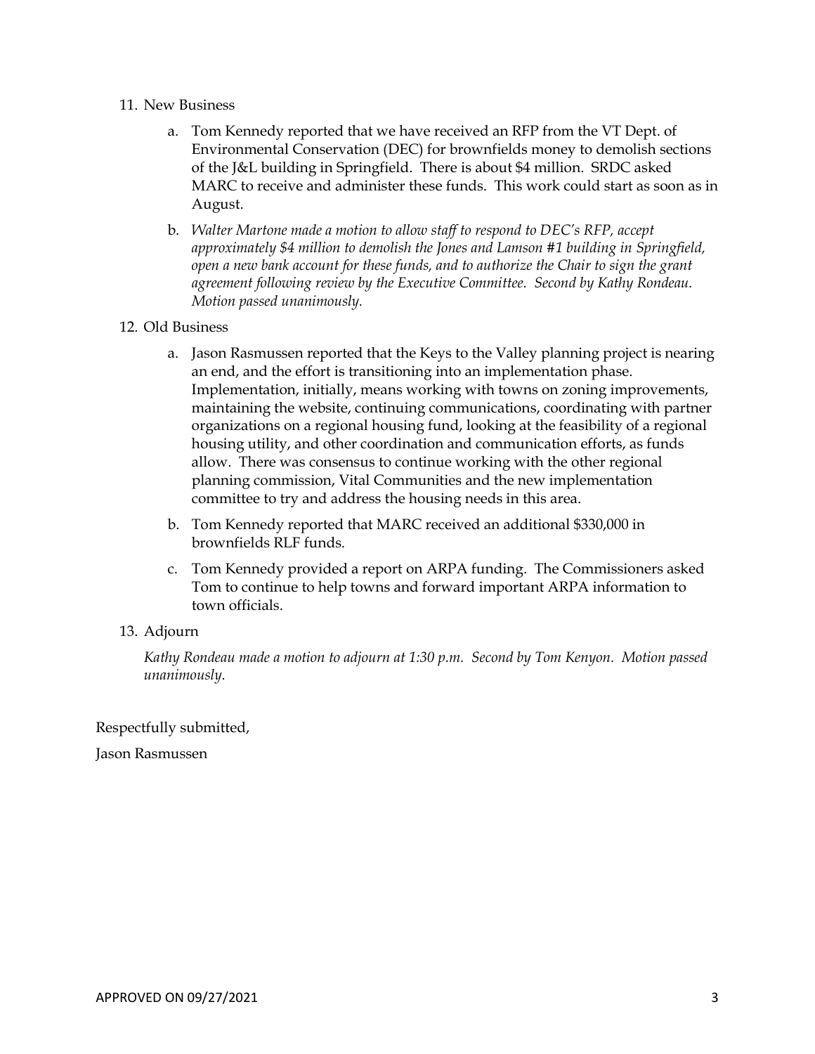11. New Business

    a. Tom Kennedy reported that we have received an RFP from the VT Dept. of Environmental Conservation (DEC) for brownfields money to demolish sections of the J&L building in Springfield. There is about $4 million. SRDC asked MARC to receive and administer these funds. This work could start as soon as in August.

    b. *Walter Martone made a motion to allow staff to respond to DEC's RFP, accept approximately $4 million to demolish the Jones and Lamson #1 building in Springfield, open a new bank account for these funds, and to authorize the Chair to sign the grant agreement following review by the Executive Committee. Second by Kathy Rondeau. Motion passed unanimously.*

12. Old Business

    a. Jason Rasmussen reported that the Keys to the Valley planning project is nearing an end, and the effort is transitioning into an implementation phase. Implementation, initially, means working with towns on zoning improvements, maintaining the website, continuing communications, coordinating with partner organizations on a regional housing fund, looking at the feasibility of a regional housing utility, and other coordination and communication efforts, as funds allow. There was consensus to continue working with the other regional planning commission, Vital Communities and the new implementation committee to try and address the housing needs in this area.

    b. Tom Kennedy reported that MARC received an additional $330,000 in brownfields RLF funds.

    c. Tom Kennedy provided a report on ARPA funding. The Commissioners asked Tom to continue to help towns and forward important ARPA information to town officials.

13. Adjourn

    *Kathy Rondeau made a motion to adjourn at 1:30 p.m. Second by Tom Kenyon. Motion passed unanimously.*

Respectfully submitted,

Jason Rasmussen

APPROVED ON 09/27/2021